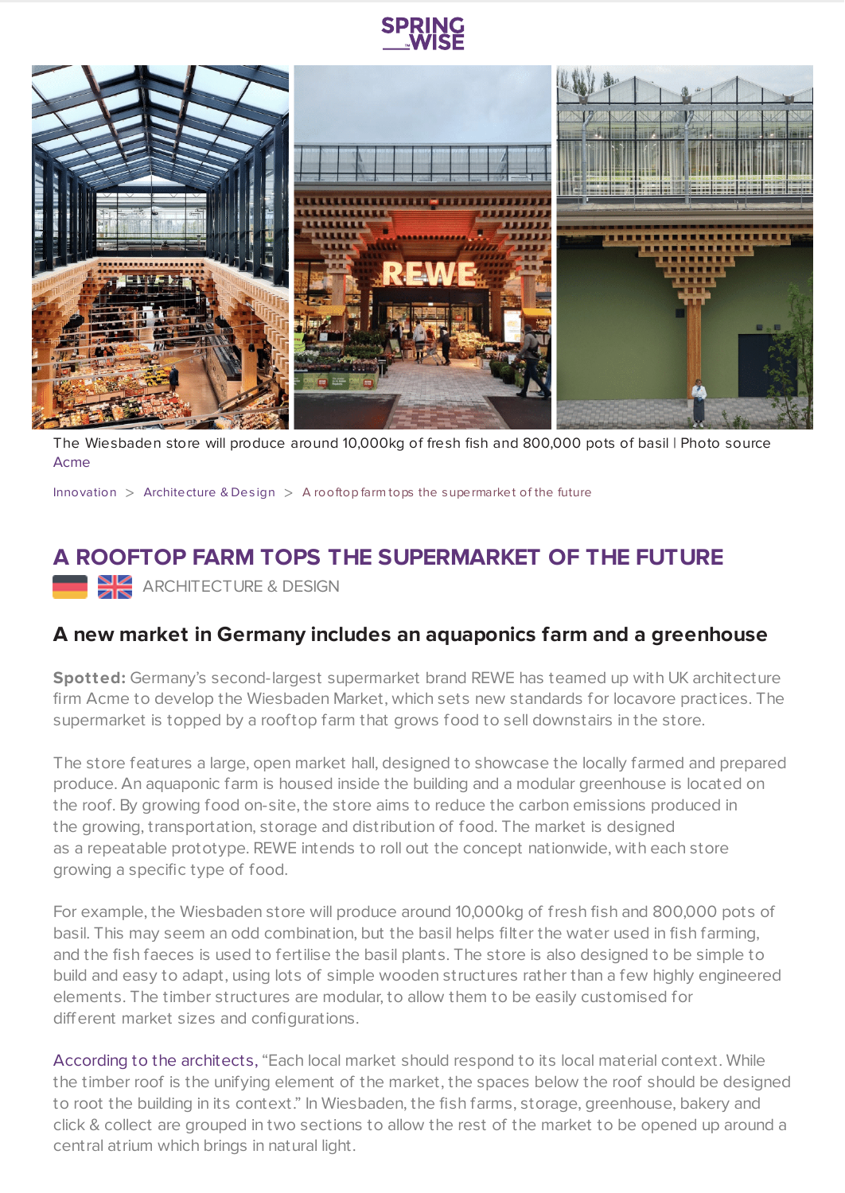The Wiesbaden store will produce around 10,000kg of fresh fish and 800,000 pots of basil | Photo source Acme

Innovation > Architecture & Design > A rooftop farm tops the supermarket of the future

# A ROOFTOP FARM TOPS THE SUPERMARKET OF THE FUTURE

ARCHITECTURE & DESIGN

## A new market in Germany includes an aquaponics farm and a greenhouse

**Spotted:** Germany's second-largest supermarket brand REWE has teamed up with UK architecture firm Acme to develop the Wiesbaden Market, which sets new standards for locavore practices. The supermarket is topped by a rooftop farm that grows food to sell downstairs in the store.

The store features a large, open market hall, designed to showcase the locally farmed and prepared produce. An aquaponic farm is housed inside the building and a modular greenhouse is located on the roof. By growing food on-site, the store aims to reduce the carbon emissions produced in the growing, transportation, storage and distribution of food. The market is designed as a repeatable prototype. REWE intends to roll out the concept nationwide, with each store growing a specific type of food.

For example, the Wiesbaden store will produce around 10,000kg of fresh fish and 800,000 pots of basil. This may seem an odd combination, but the basil helps filter the water used in fish farming, and the fish faeces is used to fertilise the basil plants. The store is also designed to be simple to build and easy to adapt, using lots of simple wooden structures rather than a few highly engineered elements. The timber structures are modular, to allow them to be easily customised for different market sizes and configurations.

According to the architects, "Each local market should respond to its local material context. While the timber roof is the unifying element of the market, the spaces below the roof should be designed to root the building in its context." In Wiesbaden, the fish farms, storage, greenhouse, bakery and click & collect are grouped in two sections to allow the rest of the market to be opened up around a central atrium which brings in natural light.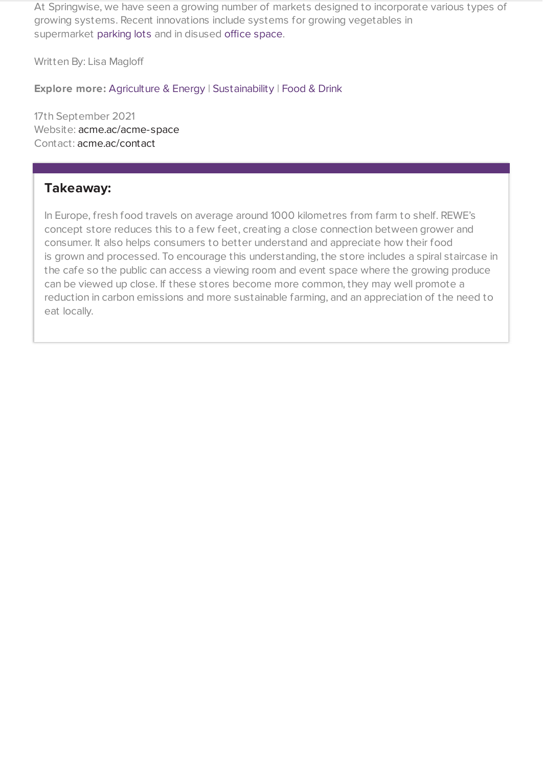At Springwise, we have seen a growing number of markets designed to incorporate various types of growing systems. Recent innovations include systems for growing vegetables in supermarket parking lots and in disused office space.

Written By: Lisa Magloff

**Explore more:** Agriculture & Energy | Sustainability | Food & Drink

17th September 2021
Website: acme.ac/acme-space
Contact: acme.ac/contact

## Takeaway:

In Europe, fresh food travels on average around 1000 kilometres from farm to shelf. REWE's concept store reduces this to a few feet, creating a close connection between grower and consumer. It also helps consumers to better understand and appreciate how their food is grown and processed. To encourage this understanding, the store includes a spiral staircase in the cafe so the public can access a viewing room and event space where the growing produce can be viewed up close. If these stores become more common, they may well promote a reduction in carbon emissions and more sustainable farming, and an appreciation of the need to eat locally.